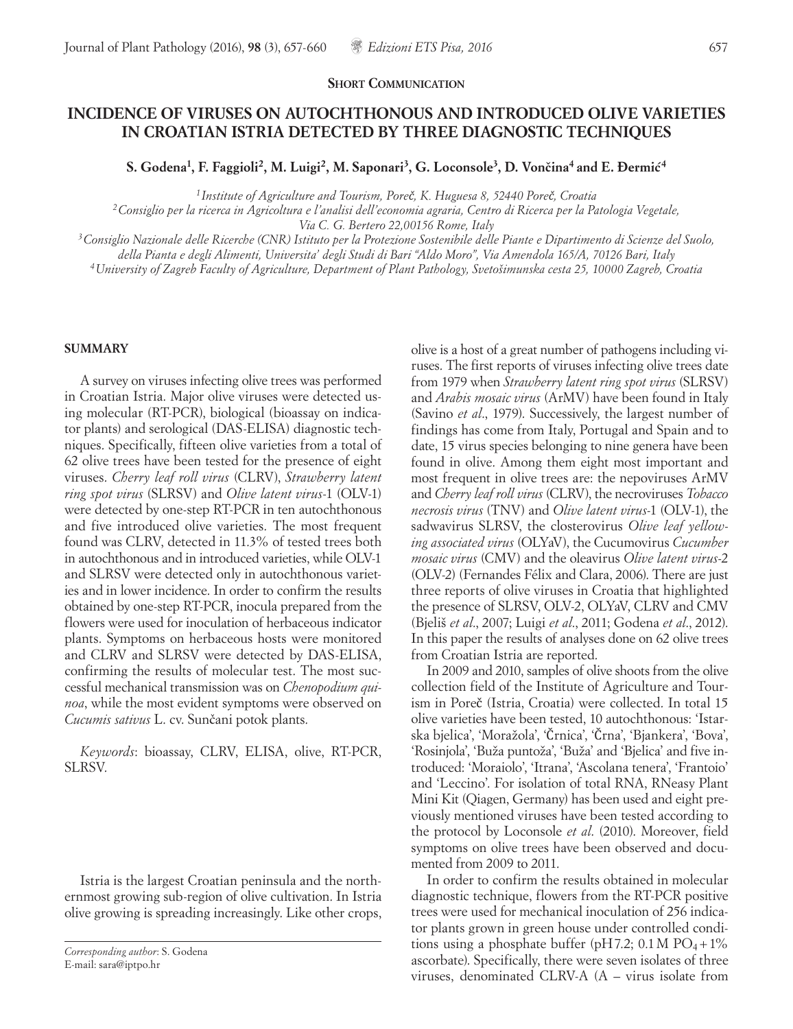**Short Communication**

# INCIDENCE OF VIRUSES ON AUTOCHTHONOUS AND INTRODUCED OLIVE VARIETIES IN CROATIAN ISTRIA DETECTED BY THREE DIAGNOSTIC TECHNIQUES

**S. Godena[1], F. Faggioli[2], M. Luigi[2], M. Saponari[3], G. Loconsole[3], D. Vončina[4] and E. Đermić[4]**

*[1]Institute of Agriculture and Tourism, Poreč, K. Huguesa 8, 52440 Poreč, Croatia*
*[2]Consiglio per la ricerca in Agricoltura e l'analisi dell'economia agraria, Centro di Ricerca per la Patologia Vegetale, Via C. G. Bertero 22,00156 Rome, Italy*
*[3]Consiglio Nazionale delle Ricerche (CNR) Istituto per la Protezione Sostenibile delle Piante e Dipartimento di Scienze del Suolo, della Pianta e degli Alimenti, Universita' degli Studi di Bari "Aldo Moro", Via Amendola 165/A, 70126 Bari, Italy*
*[4]University of Zagreb Faculty of Agriculture, Department of Plant Pathology, Svetošimunska cesta 25, 10000 Zagreb, Croatia*

## SUMMARY

A survey on viruses infecting olive trees was performed in Croatian Istria. Major olive viruses were detected using molecular (RT-PCR), biological (bioassay on indicator plants) and serological (DAS-ELISA) diagnostic techniques. Specifically, fifteen olive varieties from a total of 62 olive trees have been tested for the presence of eight viruses. *Cherry leaf roll virus* (CLRV), *Strawberry latent ring spot virus* (SLRSV) and *Olive latent virus*-1 (OLV-1) were detected by one-step RT-PCR in ten autochthonous and five introduced olive varieties. The most frequent found was CLRV, detected in 11.3% of tested trees both in autochthonous and in introduced varieties, while OLV-1 and SLRSV were detected only in autochthonous varieties and in lower incidence. In order to confirm the results obtained by one-step RT-PCR, inocula prepared from the flowers were used for inoculation of herbaceous indicator plants. Symptoms on herbaceous hosts were monitored and CLRV and SLRSV were detected by DAS-ELISA, confirming the results of molecular test. The most successful mechanical transmission was on *Chenopodium quinoa*, while the most evident symptoms were observed on *Cucumis sativus* L. cv. Sunčani potok plants.

*Keywords*: bioassay, CLRV, ELISA, olive, RT-PCR, SLRSV.

Istria is the largest Croatian peninsula and the northernmost growing sub-region of olive cultivation. In Istria olive growing is spreading increasingly. Like other crops, olive is a host of a great number of pathogens including viruses. The first reports of viruses infecting olive trees date from 1979 when *Strawberry latent ring spot virus* (SLRSV) and *Arabis mosaic virus* (ArMV) have been found in Italy (Savino *et al*., 1979). Successively, the largest number of findings has come from Italy, Portugal and Spain and to date, 15 virus species belonging to nine genera have been found in olive. Among them eight most important and most frequent in olive trees are: the nepoviruses ArMV and *Cherry leaf roll virus* (CLRV), the necroviruses *Tobacco necrosis virus* (TNV) and *Olive latent virus*-1 (OLV-1), the sadwavirus SLRSV, the closterovirus *Olive leaf yellowing associated virus* (OLYaV), the Cucumovirus *Cucumber mosaic virus* (CMV) and the oleavirus *Olive latent virus*-2 (OLV-2) (Fernandes Félix and Clara, 2006). There are just three reports of olive viruses in Croatia that highlighted the presence of SLRSV, OLV-2, OLYaV, CLRV and CMV (Bjeliš *et al*., 2007; Luigi *et al*., 2011; Godena *et al*., 2012). In this paper the results of analyses done on 62 olive trees from Croatian Istria are reported.

In 2009 and 2010, samples of olive shoots from the olive collection field of the Institute of Agriculture and Tourism in Poreč (Istria, Croatia) were collected. In total 15 olive varieties have been tested, 10 autochthonous: 'Istarska bjelica', 'Moražola', 'Črnica', 'Črna', 'Bjankera', 'Bova', 'Rosinjola', 'Buža puntoža', 'Buža' and 'Bjelica' and five introduced: 'Moraiolo', 'Itrana', 'Ascolana tenera', 'Frantoio' and 'Leccino'. For isolation of total RNA, RNeasy Plant Mini Kit (Qiagen, Germany) has been used and eight previously mentioned viruses have been tested according to the protocol by Loconsole *et al*. (2010). Moreover, field symptoms on olive trees have been observed and documented from 2009 to 2011.

In order to confirm the results obtained in molecular diagnostic technique, flowers from the RT-PCR positive trees were used for mechanical inoculation of 256 indicator plants grown in green house under controlled conditions using a phosphate buffer (pH7.2; 0.1 M $PO_4$ + 1% ascorbate). Specifically, there were seven isolates of three viruses, denominated CLRV-A (A – virus isolate from

*Corresponding author*: S. Godena
E-mail: sara@iptpo.hr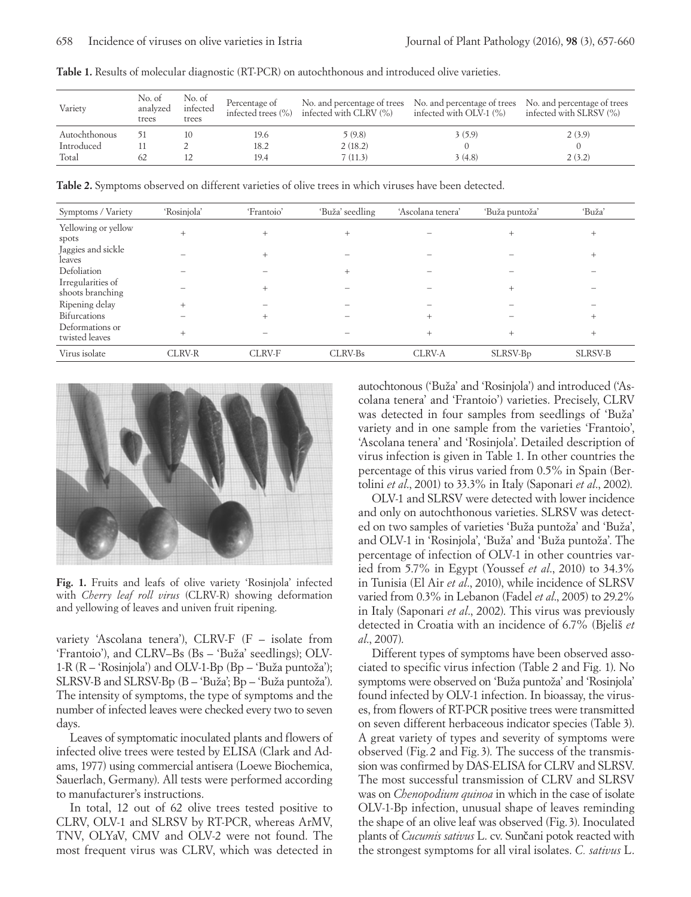**Table 1.** Results of molecular diagnostic (RT-PCR) on autochthonous and introduced olive varieties.

| Variety | No. of analyzed trees | No. of infected trees | Percentage of infected trees (%) | No. and percentage of trees infected with CLRV (%) | No. and percentage of trees infected with OLV-1 (%) | No. and percentage of trees infected with SLRSV (%) |
|---|---|---|---|---|---|---|
| Autochthonous | 51 | 10 | 19.6 | 5 (9.8) | 3 (5.9) | 2 (3.9) |
| Introduced | 11 | 2 | 18.2 | 2 (18.2) | 0 | 0 |
| Total | 62 | 12 | 19.4 | 7 (11.3) | 3 (4.8) | 2 (3.2) |

**Table 2.** Symptoms observed on different varieties of olive trees in which viruses have been detected.

| Symptoms / Variety | 'Rosinjola' | 'Frantoio' | 'Buža' seedling | 'Ascolana tenera' | 'Buža puntoža' | 'Buža' |
|---|---|---|---|---|---|---|
| Yellowing or yellow spots | + | + | + | – | + | + |
| Jaggies and sickle leaves | – | + | – | – | – | + |
| Defoliation | – | – | + | – | – | – |
| Irregularities of shoots branching | – | + | – | – | + | – |
| Ripening delay | + | – | – | – | – | – |
| Bifurcations | – | + | – | + | – | + |
| Deformations or twisted leaves | + | – | – | + | + | + |
| Virus isolate | CLRV-R | CLRV-F | CLRV-Bs | CLRV-A | SLRSV-Bp | SLRSV-B |

**Fig. 1.** Fruits and leafs of olive variety 'Rosinjola' infected with *Cherry leaf roll virus* (CLRV-R) showing deformation and yellowing of leaves and univen fruit ripening.

variety 'Ascolana tenera'), CLRV-F (F – isolate from 'Frantoio'), and CLRV–Bs (Bs – 'Buža' seedlings); OLV-1-R (R – 'Rosinjola') and OLV-1-Bp (Bp – 'Buža puntoža'); SLRSV-B and SLRSV-Bp (B – 'Buža'; Bp – 'Buža puntoža'). The intensity of symptoms, the type of symptoms and the number of infected leaves were checked every two to seven days.

Leaves of symptomatic inoculated plants and flowers of infected olive trees were tested by ELISA (Clark and Adams, 1977) using commercial antisera (Loewe Biochemica, Sauerlach, Germany). All tests were performed according to manufacturer's instructions.

In total, 12 out of 62 olive trees tested positive to CLRV, OLV-1 and SLRSV by RT-PCR, whereas ArMV, TNV, OLYaV, CMV and OLV-2 were not found. The most frequent virus was CLRV, which was detected in autochtonous ('Buža' and 'Rosinjola') and introduced ('Ascolana tenera' and 'Frantoio') varieties. Precisely, CLRV was detected in four samples from seedlings of 'Buža' variety and in one sample from the varieties 'Frantoio', 'Ascolana tenera' and 'Rosinjola'. Detailed description of virus infection is given in Table 1. In other countries the percentage of this virus varied from 0.5% in Spain (Bertolini *et al*., 2001) to 33.3% in Italy (Saponari *et al*., 2002).

OLV-1 and SLRSV were detected with lower incidence and only on autochthonous varieties. SLRSV was detected on two samples of varieties 'Buža puntoža' and 'Buža', and OLV-1 in 'Rosinjola', 'Buža' and 'Buža puntoža'. The percentage of infection of OLV-1 in other countries varied from 5.7% in Egypt (Youssef *et al*., 2010) to 34.3% in Tunisia (El Air *et al*., 2010), while incidence of SLRSV varied from 0.3% in Lebanon (Fadel *et al*., 2005) to 29.2% in Italy (Saponari *et al*., 2002). This virus was previously detected in Croatia with an incidence of 6.7% (Bjeliš *et al*., 2007).

Different types of symptoms have been observed associated to specific virus infection (Table 2 and Fig. 1). No symptoms were observed on 'Buža puntoža' and 'Rosinjola' found infected by OLV-1 infection. In bioassay, the viruses, from flowers of RT-PCR positive trees were transmitted on seven different herbaceous indicator species (Table 3). A great variety of types and severity of symptoms were observed (Fig. 2 and Fig. 3). The success of the transmission was confirmed by DAS-ELISA for CLRV and SLRSV. The most successful transmission of CLRV and SLRSV was on *Chenopodium quinoa* in which in the case of isolate OLV-1-Bp infection, unusual shape of leaves reminding the shape of an olive leaf was observed (Fig. 3). Inoculated plants of *Cucumis sativus* L. cv. Sunčani potok reacted with the strongest symptoms for all viral isolates. *C. sativus* L.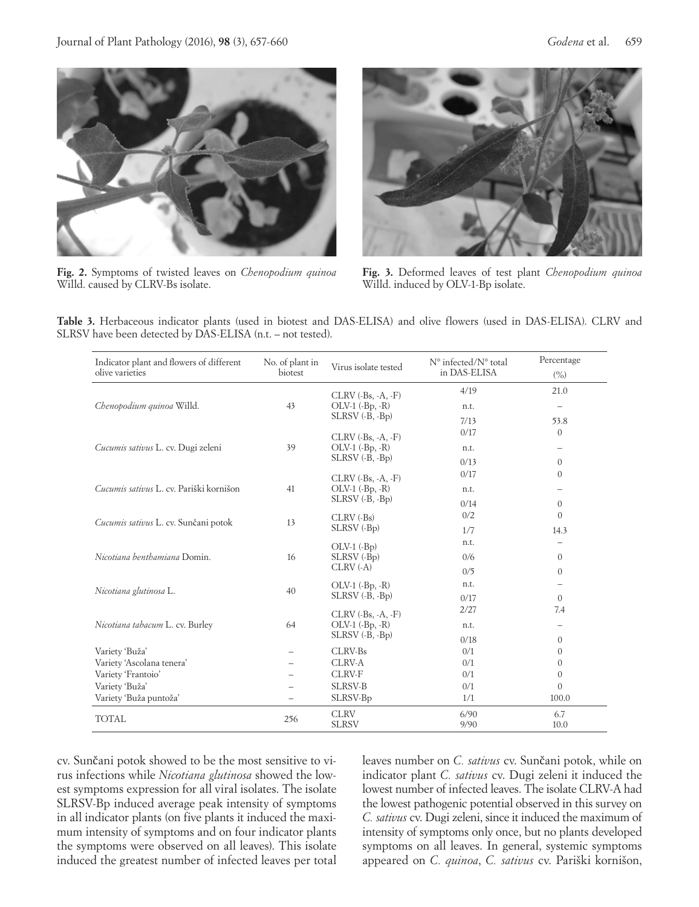**Fig. 2.** Symptoms of twisted leaves on *Chenopodium quinoa* Willd. caused by CLRV-Bs isolate.

**Fig. 3.** Deformed leaves of test plant *Chenopodium quinoa* Willd. induced by OLV-1-Bp isolate.

**Table 3.** Herbaceous indicator plants (used in biotest and DAS-ELISA) and olive flowers (used in DAS-ELISA). CLRV and SLRSV have been detected by DAS-ELISA (n.t. – not tested).

| Indicator plant and flowers of different olive varieties | No. of plant in biotest | Virus isolate tested | N° infected/N° total in DAS-ELISA | Percentage (%) |
|---|---|---|---|---|
| *Chenopodium quinoa* Willd. | 43 | CLRV (-Bs, -A, -F) | 4/19 | 21.0 |
| | | OLV-1 (-Bp, -R) | n.t. | – |
| | | SLRSV (-B, -Bp) | 7/13 | 53.8 |
| *Cucumis sativus* L. cv. Dugi zeleni | 39 | CLRV (-Bs, -A, -F) | 0/17 | 0 |
| | | OLV-1 (-Bp, -R) | n.t. | – |
| | | SLRSV (-B, -Bp) | 0/13 | 0 |
| *Cucumis sativus* L. cv. Pariški kornišon | 41 | CLRV (-Bs, -A, -F) | 0/17 | 0 |
| | | OLV-1 (-Bp, -R) | n.t. | – |
| | | SLRSV (-B, -Bp) | 0/14 | 0 |
| *Cucumis sativus* L. cv. Sunčani potok | 13 | CLRV (-Bs) | 0/2 | 0 |
| | | SLRSV (-Bp) | 1/7 | 14.3 |
| *Nicotiana benthamiana* Domin. | 16 | OLV-1 (-Bp) | n.t. | – |
| | | SLRSV (-Bp) | 0/6 | 0 |
| | | CLRV (-A) | 0/5 | 0 |
| *Nicotiana glutinosa* L. | 40 | OLV-1 (-Bp, -R) | n.t. | – |
| | | SLRSV (-B, -Bp) | 0/17 | 0 |
| *Nicotiana tabacum* L. cv. Burley | 64 | CLRV (-Bs, -A, -F) | 2/27 | 7.4 |
| | | OLV-1 (-Bp, -R) | n.t. | – |
| | | SLRSV (-B, -Bp) | 0/18 | 0 |
| Variety 'Buža' | – | CLRV-Bs | 0/1 | 0 |
| Variety 'Ascolana tenera' | – | CLRV-A | 0/1 | 0 |
| Variety 'Frantoio' | – | CLRV-F | 0/1 | 0 |
| Variety 'Buža' | – | SLRSV-B | 0/1 | 0 |
| Variety 'Buža puntoža' | – | SLRSV-Bp | 1/1 | 100.0 |
| TOTAL | 256 | CLRV | 6/90 | 6.7 |
| | | SLRSV | 9/90 | 10.0 |

cv. Sunčani potok showed to be the most sensitive to virus infections while *Nicotiana glutinosa* showed the lowest symptoms expression for all viral isolates. The isolate SLRSV-Bp induced average peak intensity of symptoms in all indicator plants (on five plants it induced the maximum intensity of symptoms and on four indicator plants the symptoms were observed on all leaves). This isolate induced the greatest number of infected leaves per total leaves number on *C. sativus* cv. Sunčani potok, while on indicator plant *C. sativus* cv. Dugi zeleni it induced the lowest number of infected leaves. The isolate CLRV-A had the lowest pathogenic potential observed in this survey on *C. sativus* cv. Dugi zeleni, since it induced the maximum of intensity of symptoms only once, but no plants developed symptoms on all leaves. In general, systemic symptoms appeared on *C. quinoa*, *C. sativus* cv. Pariški kornišon,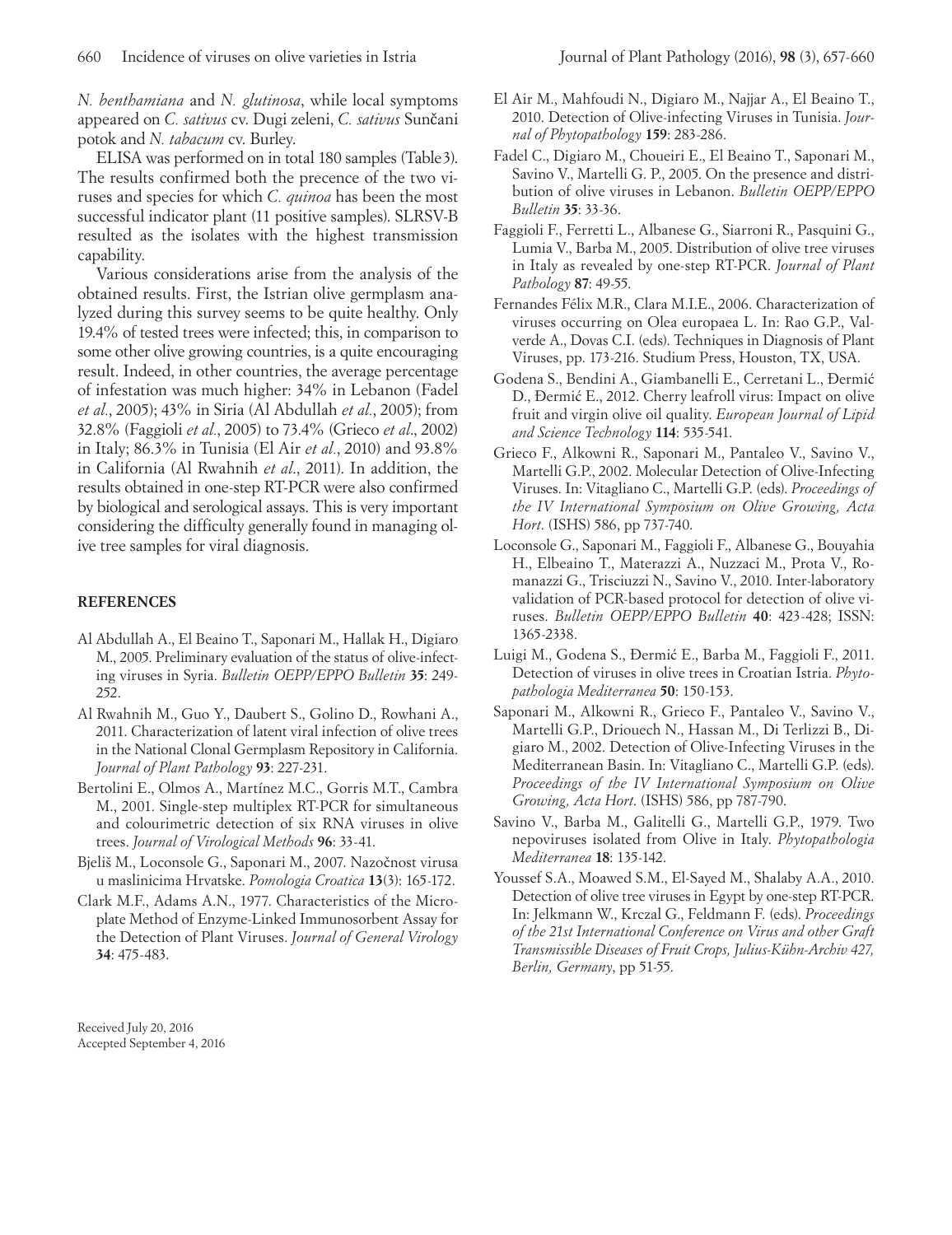*N. benthamiana* and *N. glutinosa*, while local symptoms appeared on *C. sativus* cv. Dugi zeleni, *C. sativus* Sunčani potok and *N. tabacum* cv. Burley.

ELISA was performed on in total 180 samples (Table 3). The results confirmed both the precence of the two viruses and species for which *C. quinoa* has been the most successful indicator plant (11 positive samples). SLRSV-B resulted as the isolates with the highest transmission capability.

Various considerations arise from the analysis of the obtained results. First, the Istrian olive germplasm analyzed during this survey seems to be quite healthy. Only 19.4% of tested trees were infected; this, in comparison to some other olive growing countries, is a quite encouraging result. Indeed, in other countries, the average percentage of infestation was much higher: 34% in Lebanon (Fadel *et al.*, 2005); 43% in Siria (Al Abdullah *et al.*, 2005); from 32.8% (Faggioli *et al.*, 2005) to 73.4% (Grieco *et al.*, 2002) in Italy; 86.3% in Tunisia (El Air *et al.*, 2010) and 93.8% in California (Al Rwahnih *et al.*, 2011). In addition, the results obtained in one-step RT-PCR were also confirmed by biological and serological assays. This is very important considering the difficulty generally found in managing olive tree samples for viral diagnosis.

## REFERENCES

Al Abdullah A., El Beaino T., Saponari M., Hallak H., Digiaro M., 2005. Preliminary evaluation of the status of olive-infecting viruses in Syria. *Bulletin OEPP/EPPO Bulletin* **35**: 249-252.

Al Rwahnih M., Guo Y., Daubert S., Golino D., Rowhani A., 2011. Characterization of latent viral infection of olive trees in the National Clonal Germplasm Repository in California. *Journal of Plant Pathology* **93**: 227-231.

Bertolini E., Olmos A., Martínez M.C., Gorris M.T., Cambra M., 2001. Single-step multiplex RT-PCR for simultaneous and colourimetric detection of six RNA viruses in olive trees. *Journal of Virological Methods* **96**: 33-41.

Bjeliš M., Loconsole G., Saponari M., 2007. Nazočnost virusa u maslinicima Hrvatske. *Pomologia Croatica* **13**(3): 165-172.

Clark M.F., Adams A.N., 1977. Characteristics of the Microplate Method of Enzyme-Linked Immunosorbent Assay for the Detection of Plant Viruses. *Journal of General Virology* **34**: 475-483.

El Air M., Mahfoudi N., Digiaro M., Najjar A., El Beaino T., 2010. Detection of Olive-infecting Viruses in Tunisia. *Journal of Phytopathology* **159**: 283-286.

Fadel C., Digiaro M., Choueiri E., El Beaino T., Saponari M., Savino V., Martelli G. P., 2005. On the presence and distribution of olive viruses in Lebanon. *Bulletin OEPP/EPPO Bulletin* **35**: 33-36.

Faggioli F., Ferretti L., Albanese G., Siarroni R., Pasquini G., Lumia V., Barba M., 2005. Distribution of olive tree viruses in Italy as revealed by one-step RT-PCR. *Journal of Plant Pathology* **87**: 49-55.

Fernandes Félix M.R., Clara M.I.E., 2006. Characterization of viruses occurring on Olea europaea L. In: Rao G.P., Valverde A., Dovas C.I. (eds). Techniques in Diagnosis of Plant Viruses, pp. 173-216. Studium Press, Houston, TX, USA.

Godena S., Bendini A., Giambanelli E., Cerretani L., Đermić D., Đermić E., 2012. Cherry leafroll virus: Impact on olive fruit and virgin olive oil quality. *European Journal of Lipid and Science Technology* **114**: 535-541.

Grieco F., Alkowni R., Saponari M., Pantaleo V., Savino V., Martelli G.P., 2002. Molecular Detection of Olive-Infecting Viruses. In: Vitagliano C., Martelli G.P. (eds). *Proceedings of the IV International Symposium on Olive Growing, Acta Hort.* (ISHS) 586, pp 737-740.

Loconsole G., Saponari M., Faggioli F., Albanese G., Bouyahia H., Elbeaino T., Materazzi A., Nuzzaci M., Prota V., Romanazzi G., Trisciuzzi N., Savino V., 2010. Inter-laboratory validation of PCR-based protocol for detection of olive viruses. *Bulletin OEPP/EPPO Bulletin* **40**: 423-428; ISSN: 1365-2338.

Luigi M., Godena S., Đermić E., Barba M., Faggioli F., 2011. Detection of viruses in olive trees in Croatian Istria. *Phytopathologia Mediterranea* **50**: 150-153.

Saponari M., Alkowni R., Grieco F., Pantaleo V., Savino V., Martelli G.P., Driouech N., Hassan M., Di Terlizzi B., Digiaro M., 2002. Detection of Olive-Infecting Viruses in the Mediterranean Basin. In: Vitagliano C., Martelli G.P. (eds). *Proceedings of the IV International Symposium on Olive Growing, Acta Hort.* (ISHS) 586, pp 787-790.

Savino V., Barba M., Galitelli G., Martelli G.P., 1979. Two nepoviruses isolated from Olive in Italy. *Phytopathologia Mediterranea* **18**: 135-142.

Youssef S.A., Moawed S.M., El-Sayed M., Shalaby A.A., 2010. Detection of olive tree viruses in Egypt by one-step RT-PCR. In: Jelkmann W., Krczal G., Feldmann F. (eds). *Proceedings of the 21st International Conference on Virus and other Graft Transmissible Diseases of Fruit Crops, Julius-Kühn-Archiv 427, Berlin, Germany*, pp 51-55.

Received July 20, 2016
Accepted September 4, 2016